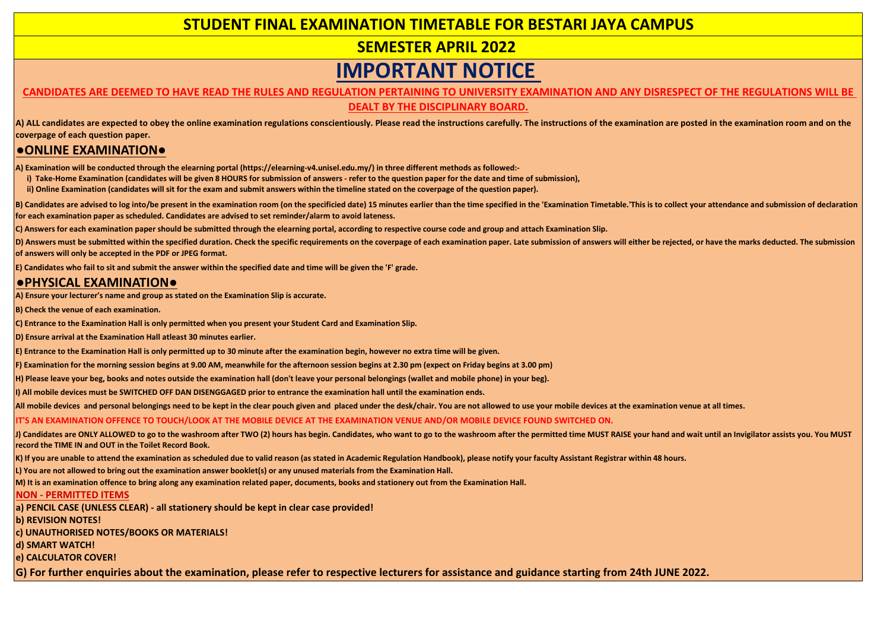# STUDENT FINAL EXAMINATION TIMETABLE FOR BESTARI JAYA CAMPUS

## SEMESTER APRIL 2022

# IMPORTANT NOTICE

**CANDIDATES ARE DEEMED TO HAVE READ THE RULES AND REGULATION PERTAINING TO UNIVERSITY EXAMINATION AND ANY DISRESPECT OF THE REGULATIONS WILL BE DEALT BY THE DISCIPLINARY BOARD.**

**A) ALL candidates are expected to obey the online examination regulations conscientiously. Please read the instructions carefully. The instructions of the examination are posted in the examination room and on the coverpage of each question paper.**

## ●ONLINE EXAMINATION●

**A) Examination will be conducted through the elearning portal (https://elearning-v4.unisel.edu.my/) in three different methods as followed:-**

**i) Take-Home Examination (candidates will be given 8 HOURS for submission of answers - refer to the question paper for the date and time of submission),**

**ii) Online Examination (candidates will sit for the exam and submit answers within the timeline stated on the coverpage of the question paper).**

**B) Candidates are advised to log into/be present in the examination room (on the specificied date) 15 minutes earlier than the time specified in the 'Examination Timetable.'This is to collect your attendance and submission of declaration for each examination paper as scheduled. Candidates are advised to set reminder/alarm to avoid lateness.**

**C) Answers for each examination paper should be submitted through the elearning portal, according to respective course code and group and attach Examination Slip.**

**D) Answers must be submitted within the specified duration. Check the specific requirements on the coverpage of each examination paper. Late submission of answers will either be rejected, or have the marks deducted. The submission of answers will only be accepted in the PDF or JPEG format.**

**E) Candidates who fail to sit and submit the answer within the specified date and time will be given the 'F' grade.**

## ●PHYSICAL EXAMINATION●

**A) Ensure your lecturer's name and group as stated on the Examination Slip is accurate.**

**B) Check the venue of each examination.**

**C) Entrance to the Examination Hall is only permitted when you present your Student Card and Examination Slip.**

**D) Ensure arrival at the Examination Hall atleast 30 minutes earlier.**

**E) Entrance to the Examination Hall is only permitted up to 30 minute after the examination begin, however no extra time will be given.**

**F) Examination for the morning session begins at 9.00 AM, meanwhile for the afternoon session begins at 2.30 pm (expect on Friday begins at 3.00 pm)**

**H) Please leave your beg, books and notes outside the examination hall (don't leave your personal belongings (wallet and mobile phone) in your beg).**

**I) All mobile devices must be SWITCHED OFF DAN DISENGGAGED prior to entrance the examination hall until the examination ends.**

**All mobile devices and personal belongings need to be kept in the clear pouch given and placed under the desk/chair. You are not allowed to use your mobile devices at the examination venue at all times.**

**IT'S AN EXAMINATION OFFENCE TO TOUCH/LOOK AT THE MOBILE DEVICE AT THE EXAMINATION VENUE AND/OR MOBILE DEVICE FOUND SWITCHED ON.**

**J) Candidates are ONLY ALLOWED to go to the washroom after TWO (2) hours has begin. Candidates, who want to go to the washroom after the permitted time MUST RAISE your hand and wait until an Invigilator assists you. You MUST record the TIME IN and OUT in the Toilet Record Book.**

**K) If you are unable to attend the examination as scheduled due to valid reason (as stated in Academic Regulation Handbook), please notify your faculty Assistant Registrar within 48 hours.**

**L) You are not allowed to bring out the examination answer booklet(s) or any unused materials from the Examination Hall.**

**M) It is an examination offence to bring along any examination related paper, documents, books and stationery out from the Examination Hall.**

**NON - PERMITTED ITEMS**

**a) PENCIL CASE (UNLESS CLEAR) - all stationery should be kept in clear case provided!**

**b) REVISION NOTES!**

**c) UNAUTHORISED NOTES/BOOKS OR MATERIALS!**

**d) SMART WATCH!**

**e) CALCULATOR COVER!**

**G) For further enquiries about the examination, please refer to respective lecturers for assistance and guidance starting from 24th JUNE 2022.**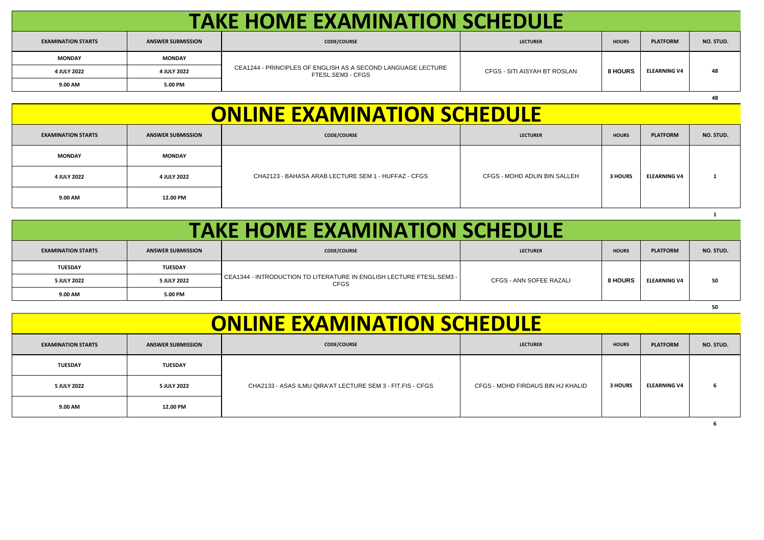# TAKE HOME EXAMINATION SCHEDULE

| EXAMINATION STARTS | ANSWER SUBMISSION | CODE/COURSE | LECTURER | HOURS | PLATFORM | NO. STUD. |
|---|---|---|---|---|---|---|
| MONDAY | MONDAY | CEA1244 - PRINCIPLES OF ENGLISH AS A SECOND LANGUAGE LECTURE FTESL.SEM3 - CFGS | CFGS - SITI AISYAH BT ROSLAN | 8 HOURS | ELEARNING V4 | 48 |
| 4 JULY 2022 | 4 JULY 2022 | | | | | |
| 9.00 AM | 5.00 PM | | | | | |
| | | | | | | 48 |

# ONLINE EXAMINATION SCHEDULE

| EXAMINATION STARTS | ANSWER SUBMISSION | CODE/COURSE | LECTURER | HOURS | PLATFORM | NO. STUD. |
|---|---|---|---|---|---|---|
| MONDAY | MONDAY | CHA2123 - BAHASA ARAB LECTURE SEM 1 - HUFFAZ - CFGS | CFGS - MOHD ADLIN BIN SALLEH | 3 HOURS | ELEARNING V4 | 1 |
| 4 JULY 2022 | 4 JULY 2022 | | | | | |
| 9.00 AM | 12.00 PM | | | | | |
| | | | | | | 1 |

# TAKE HOME EXAMINATION SCHEDULE

| EXAMINATION STARTS | ANSWER SUBMISSION | CODE/COURSE | LECTURER | HOURS | PLATFORM | NO. STUD. |
|---|---|---|---|---|---|---|
| TUESDAY | TUESDAY | CEA1344 - INTRODUCTION TO LITERATURE IN ENGLISH LECTURE FTESL.SEM3 - CFGS | CFGS - ANN SOFEE RAZALI | 8 HOURS | ELEARNING V4 | 50 |
| 5 JULY 2022 | 5 JULY 2022 | | | | | |
| 9.00 AM | 5.00 PM | | | | | |
| | | | | | | 50 |

# ONLINE EXAMINATION SCHEDULE

| EXAMINATION STARTS | ANSWER SUBMISSION | CODE/COURSE | LECTURER | HOURS | PLATFORM | NO. STUD. |
|---|---|---|---|---|---|---|
| TUESDAY | TUESDAY | CHA2133 - ASAS ILMU QIRA'AT LECTURE SEM 3 - FIT.FIS - CFGS | CFGS - MOHD FIRDAUS BIN HJ KHALID | 3 HOURS | ELEARNING V4 | 6 |
| 5 JULY 2022 | 5 JULY 2022 | | | | | |
| 9.00 AM | 12.00 PM | | | | | |
| | | | | | | 6 |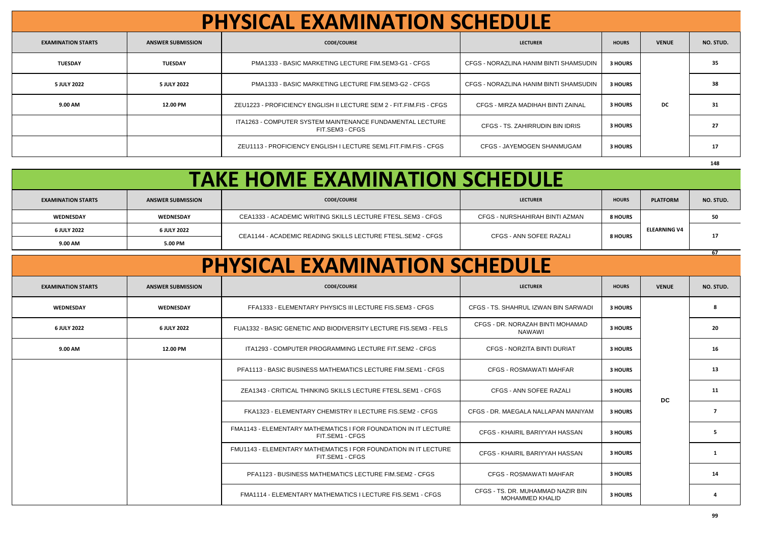# PHYSICAL EXAMINATION SCHEDULE

| EXAMINATION STARTS | ANSWER SUBMISSION | CODE/COURSE | LECTURER | HOURS | VENUE | NO. STUD. |
|---|---|---|---|---|---|---|
| TUESDAY | TUESDAY | PMA1333 - BASIC MARKETING LECTURE FIM.SEM3-G1 - CFGS | CFGS - NORAZLINA HANIM BINTI SHAMSUDIN | 3 HOURS | DC | 35 |
| 5 JULY 2022 | 5 JULY 2022 | PMA1333 - BASIC MARKETING LECTURE FIM.SEM3-G2 - CFGS | CFGS - NORAZLINA HANIM BINTI SHAMSUDIN | 3 HOURS | | 38 |
| 9.00 AM | 12.00 PM | ZEU1223 - PROFICIENCY ENGLISH II LECTURE SEM 2 - FIT.FIM.FIS - CFGS | CFGS - MIRZA MADIHAH BINTI ZAINAL | 3 HOURS | | 31 |
| | | ITA1263 - COMPUTER SYSTEM MAINTENANCE FUNDAMENTAL LECTURE FIT.SEM3 - CFGS | CFGS - TS. ZAHIRRUDIN BIN IDRIS | 3 HOURS | | 27 |
| | | ZEU1113 - PROFICIENCY ENGLISH I LECTURE SEM1.FIT.FIM.FIS - CFGS | CFGS - JAYEMOGEN SHANMUGAM | 3 HOURS | | 17 |
| | | | | | | 148 |

# TAKE HOME EXAMINATION SCHEDULE

| EXAMINATION STARTS | ANSWER SUBMISSION | CODE/COURSE | LECTURER | HOURS | PLATFORM | NO. STUD. |
|---|---|---|---|---|---|---|
| WEDNESDAY | WEDNESDAY | CEA1333 - ACADEMIC WRITING SKILLS LECTURE FTESL.SEM3 - CFGS | CFGS - NURSHAHIRAH BINTI AZMAN | 8 HOURS | ELEARNING V4 | 50 |
| 6 JULY 2022 | 6 JULY 2022 | CEA1144 - ACADEMIC READING SKILLS LECTURE FTESL.SEM2 - CFGS | CFGS - ANN SOFEE RAZALI | 8 HOURS | | 17 |
| 9.00 AM | 5.00 PM | | | | | |
| | | | | | | 67 |

# PHYSICAL EXAMINATION SCHEDULE

| EXAMINATION STARTS | ANSWER SUBMISSION | CODE/COURSE | LECTURER | HOURS | VENUE | NO. STUD. |
|---|---|---|---|---|---|---|
| WEDNESDAY | WEDNESDAY | FFA1333 - ELEMENTARY PHYSICS III LECTURE FIS.SEM3 - CFGS | CFGS - TS. SHAHRUL IZWAN BIN SARWADI | 3 HOURS | DC | 8 |
| 6 JULY 2022 | 6 JULY 2022 | FUA1332 - BASIC GENETIC AND BIODIVERSITY LECTURE FIS.SEM3 - FELS | CFGS - DR. NORAZAH BINTI MOHAMAD NAWAWI | 3 HOURS | | 20 |
| 9.00 AM | 12.00 PM | ITA1293 - COMPUTER PROGRAMMING LECTURE FIT.SEM2 - CFGS | CFGS - NORZITA BINTI DURIAT | 3 HOURS | | 16 |
| | | PFA1113 - BASIC BUSINESS MATHEMATICS LECTURE FIM.SEM1 - CFGS | CFGS - ROSMAWATI MAHFAR | 3 HOURS | | 13 |
| | | ZEA1343 - CRITICAL THINKING SKILLS LECTURE FTESL.SEM1 - CFGS | CFGS - ANN SOFEE RAZALI | 3 HOURS | | 11 |
| | | FKA1323 - ELEMENTARY CHEMISTRY II LECTURE FIS.SEM2 - CFGS | CFGS - DR. MAEGALA NALLAPAN MANIYAM | 3 HOURS | | 7 |
| | | FMA1143 - ELEMENTARY MATHEMATICS I FOR FOUNDATION IN IT LECTURE FIT.SEM1 - CFGS | CFGS - KHAIRIL BARIYYAH HASSAN | 3 HOURS | | 5 |
| | | FMU1143 - ELEMENTARY MATHEMATICS I FOR FOUNDATION IN IT LECTURE FIT.SEM1 - CFGS | CFGS - KHAIRIL BARIYYAH HASSAN | 3 HOURS | | 1 |
| | | PFA1123 - BUSINESS MATHEMATICS LECTURE FIM.SEM2 - CFGS | CFGS - ROSMAWATI MAHFAR | 3 HOURS | | 14 |
| | | FMA1114 - ELEMENTARY MATHEMATICS I LECTURE FIS.SEM1 - CFGS | CFGS - TS. DR. MUHAMMAD NAZIR BIN MOHAMMED KHALID | 3 HOURS | | 4 |
| | | | | | | 99 |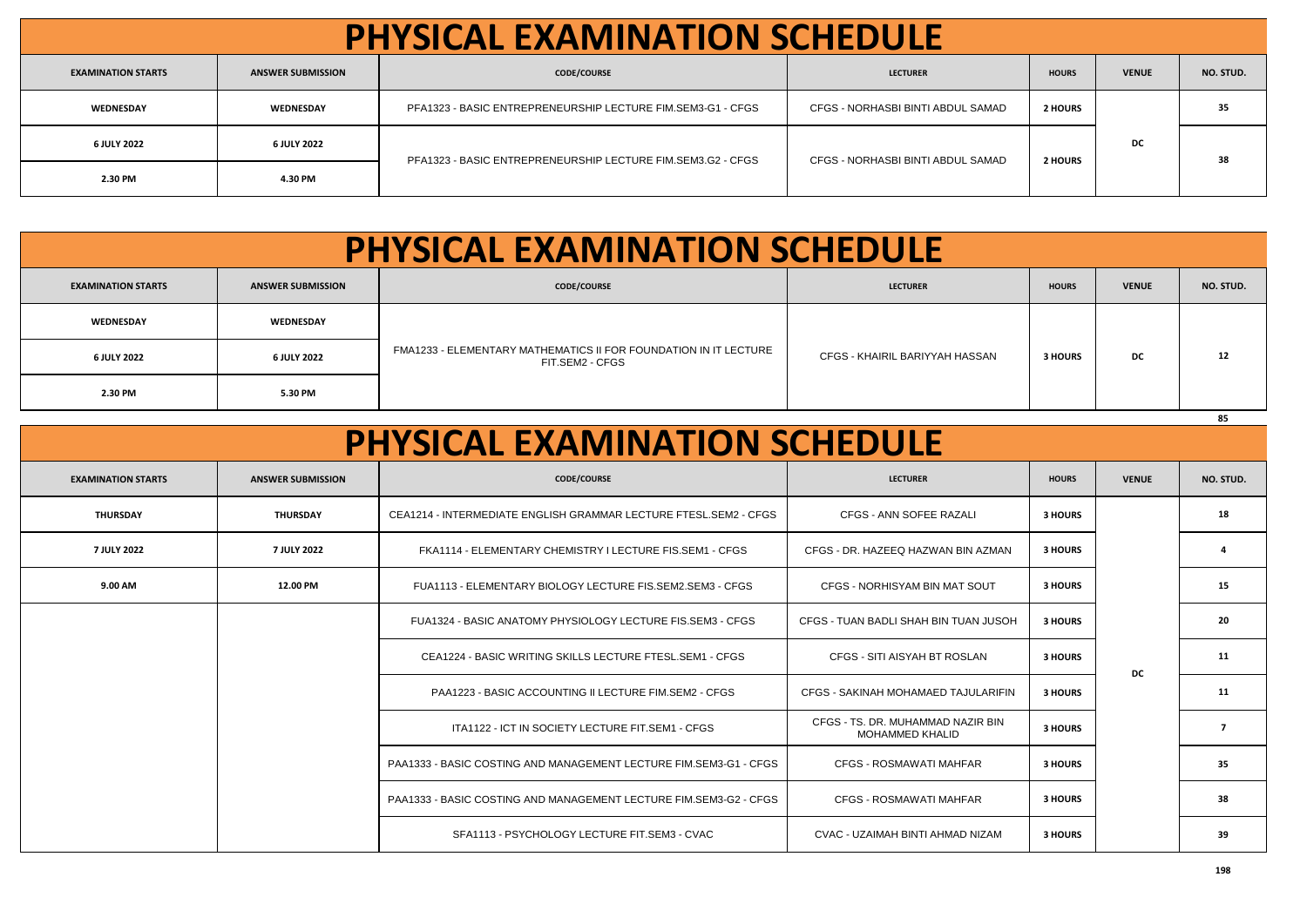# PHYSICAL EXAMINATION SCHEDULE

| EXAMINATION STARTS | ANSWER SUBMISSION | CODE/COURSE | LECTURER | HOURS | VENUE | NO. STUD. |
|---|---|---|---|---|---|---|
| WEDNESDAY | WEDNESDAY | PFA1323 - BASIC ENTREPRENEURSHIP LECTURE FIM.SEM3-G1 - CFGS | CFGS - NORHASBI BINTI ABDUL SAMAD | 2 HOURS | DC | 35 |
| 6 JULY 2022 | 6 JULY 2022 | PFA1323 - BASIC ENTREPRENEURSHIP LECTURE FIM.SEM3.G2 - CFGS | CFGS - NORHASBI BINTI ABDUL SAMAD | 2 HOURS | | 38 |
| 2.30 PM | 4.30 PM | | | | | |

# PHYSICAL EXAMINATION SCHEDULE

| EXAMINATION STARTS | ANSWER SUBMISSION | CODE/COURSE | LECTURER | HOURS | VENUE | NO. STUD. |
|---|---|---|---|---|---|---|
| WEDNESDAY | WEDNESDAY | FMA1233 - ELEMENTARY MATHEMATICS II FOR FOUNDATION IN IT LECTURE FIT.SEM2 - CFGS | CFGS - KHAIRIL BARIYYAH HASSAN | 3 HOURS | DC | 12 |
| 6 JULY 2022 | 6 JULY 2022 | | | | | |
| 2.30 PM | 5.30 PM | | | | | |
| | | | | | | 85 |

# PHYSICAL EXAMINATION SCHEDULE

| EXAMINATION STARTS | ANSWER SUBMISSION | CODE/COURSE | LECTURER | HOURS | VENUE | NO. STUD. |
|---|---|---|---|---|---|---|
| THURSDAY | THURSDAY | CEA1214 - INTERMEDIATE ENGLISH GRAMMAR LECTURE FTESL.SEM2 - CFGS | CFGS - ANN SOFEE RAZALI | 3 HOURS | DC | 18 |
| 7 JULY 2022 | 7 JULY 2022 | FKA1114 - ELEMENTARY CHEMISTRY I LECTURE FIS.SEM1 - CFGS | CFGS - DR. HAZEEQ HAZWAN BIN AZMAN | 3 HOURS | | 4 |
| 9.00 AM | 12.00 PM | FUA1113 - ELEMENTARY BIOLOGY LECTURE FIS.SEM2.SEM3 - CFGS | CFGS - NORHISYAM BIN MAT SOUT | 3 HOURS | | 15 |
| | | FUA1324 - BASIC ANATOMY PHYSIOLOGY LECTURE FIS.SEM3 - CFGS | CFGS - TUAN BADLI SHAH BIN TUAN JUSOH | 3 HOURS | | 20 |
| | | CEA1224 - BASIC WRITING SKILLS LECTURE FTESL.SEM1 - CFGS | CFGS - SITI AISYAH BT ROSLAN | 3 HOURS | | 11 |
| | | PAA1223 - BASIC ACCOUNTING II LECTURE FIM.SEM2 - CFGS | CFGS - SAKINAH MOHAMAED TAJULARIFIN | 3 HOURS | | 11 |
| | | ITA1122 - ICT IN SOCIETY LECTURE FIT.SEM1 - CFGS | CFGS - TS. DR. MUHAMMAD NAZIR BIN MOHAMMED KHALID | 3 HOURS | | 7 |
| | | PAA1333 - BASIC COSTING AND MANAGEMENT LECTURE FIM.SEM3-G1 - CFGS | CFGS - ROSMAWATI MAHFAR | 3 HOURS | | 35 |
| | | PAA1333 - BASIC COSTING AND MANAGEMENT LECTURE FIM.SEM3-G2 - CFGS | CFGS - ROSMAWATI MAHFAR | 3 HOURS | | 38 |
| | | SFA1113 - PSYCHOLOGY LECTURE FIT.SEM3 - CVAC | CVAC - UZAIMAH BINTI AHMAD NIZAM | 3 HOURS | | 39 |
| | | | | | | 198 |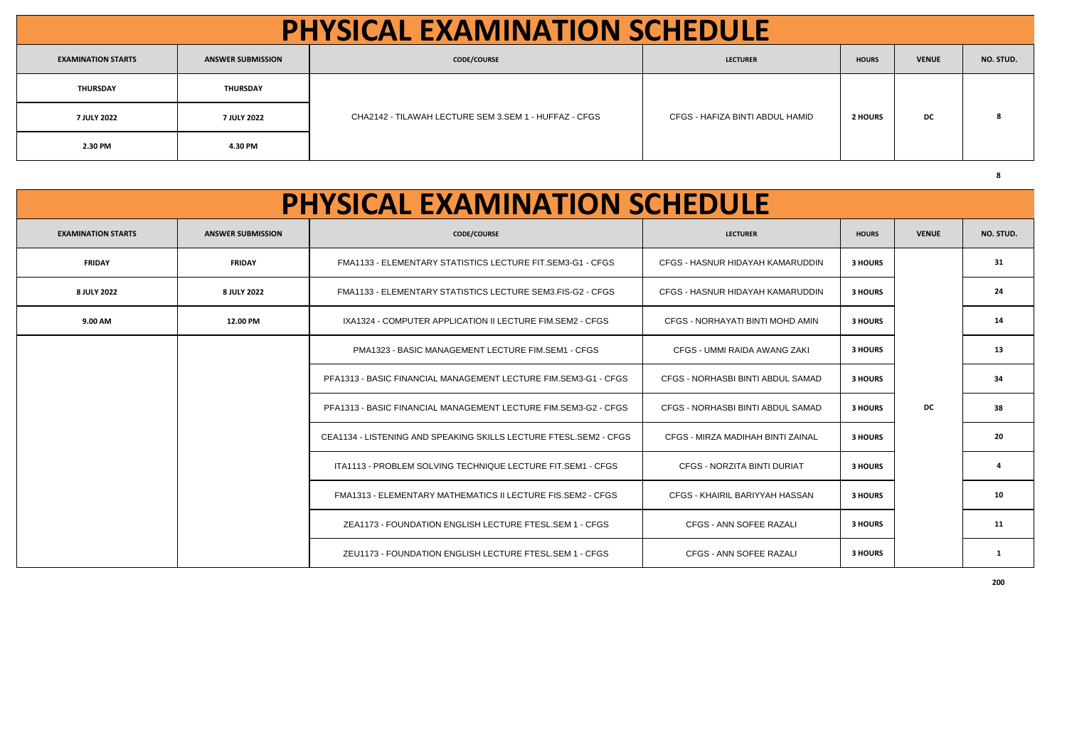# PHYSICAL EXAMINATION SCHEDULE

| EXAMINATION STARTS | ANSWER SUBMISSION | CODE/COURSE | LECTURER | HOURS | VENUE | NO. STUD. |
|---|---|---|---|---|---|---|
| THURSDAY | THURSDAY | CHA2142 - TILAWAH LECTURE SEM 3.SEM 1 - HUFFAZ - CFGS | CFGS - HAFIZA BINTI ABDUL HAMID | 2 HOURS | DC | 8 |
| 7 JULY 2022 | 7 JULY 2022 | | | | | |
| 2.30 PM | 4.30 PM | | | | | |
| | | | | | | 8 |

# PHYSICAL EXAMINATION SCHEDULE

| EXAMINATION STARTS | ANSWER SUBMISSION | CODE/COURSE | LECTURER | HOURS | VENUE | NO. STUD. |
|---|---|---|---|---|---|---|
| FRIDAY | FRIDAY | FMA1133 - ELEMENTARY STATISTICS LECTURE FIT.SEM3-G1 - CFGS | CFGS - HASNUR HIDAYAH KAMARUDDIN | 3 HOURS | DC | 31 |
| 8 JULY 2022 | 8 JULY 2022 | FMA1133 - ELEMENTARY STATISTICS LECTURE SEM3.FIS-G2 - CFGS | CFGS - HASNUR HIDAYAH KAMARUDDIN | 3 HOURS | | 24 |
| 9.00 AM | 12.00 PM | IXA1324 - COMPUTER APPLICATION II LECTURE FIM.SEM2 - CFGS | CFGS - NORHAYATI BINTI MOHD AMIN | 3 HOURS | | 14 |
| | | PMA1323 - BASIC MANAGEMENT LECTURE FIM.SEM1 - CFGS | CFGS - UMMI RAIDA AWANG ZAKI | 3 HOURS | | 13 |
| | | PFA1313 - BASIC FINANCIAL MANAGEMENT LECTURE FIM.SEM3-G1 - CFGS | CFGS - NORHASBI BINTI ABDUL SAMAD | 3 HOURS | | 34 |
| | | PFA1313 - BASIC FINANCIAL MANAGEMENT LECTURE FIM.SEM3-G2 - CFGS | CFGS - NORHASBI BINTI ABDUL SAMAD | 3 HOURS | | 38 |
| | | CEA1134 - LISTENING AND SPEAKING SKILLS LECTURE FTESL.SEM2 - CFGS | CFGS - MIRZA MADIHAH BINTI ZAINAL | 3 HOURS | | 20 |
| | | ITA1113 - PROBLEM SOLVING TECHNIQUE LECTURE FIT.SEM1 - CFGS | CFGS - NORZITA BINTI DURIAT | 3 HOURS | | 4 |
| | | FMA1313 - ELEMENTARY MATHEMATICS II LECTURE FIS.SEM2 - CFGS | CFGS - KHAIRIL BARIYYAH HASSAN | 3 HOURS | | 10 |
| | | ZEA1173 - FOUNDATION ENGLISH LECTURE FTESL.SEM 1 - CFGS | CFGS - ANN SOFEE RAZALI | 3 HOURS | | 11 |
| | | ZEU1173 - FOUNDATION ENGLISH LECTURE FTESL.SEM 1 - CFGS | CFGS - ANN SOFEE RAZALI | 3 HOURS | | 1 |
| | | | | | | 200 |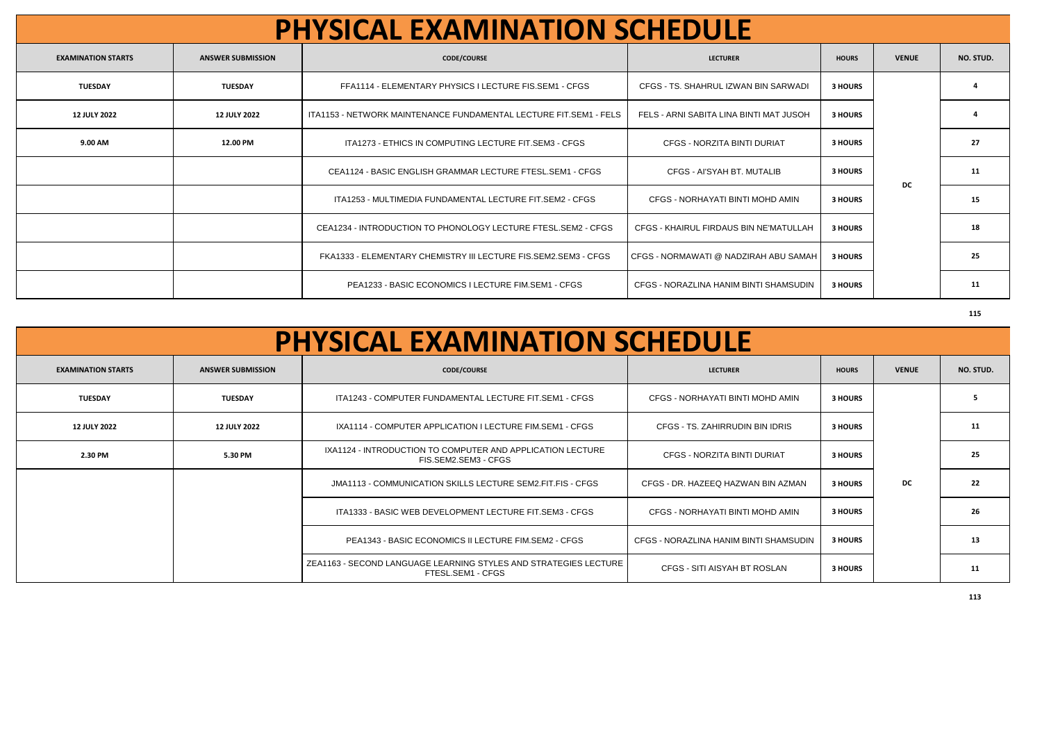# PHYSICAL EXAMINATION SCHEDULE

| EXAMINATION STARTS | ANSWER SUBMISSION | CODE/COURSE | LECTURER | HOURS | VENUE | NO. STUD. |
|---|---|---|---|---|---|---|
| TUESDAY | TUESDAY | FFA1114 - ELEMENTARY PHYSICS I LECTURE FIS.SEM1 - CFGS | CFGS - TS. SHAHRUL IZWAN BIN SARWADI | 3 HOURS | DC | 4 |
| 12 JULY 2022 | 12 JULY 2022 | ITA1153 - NETWORK MAINTENANCE FUNDAMENTAL LECTURE FIT.SEM1 - FELS | FELS - ARNI SABITA LINA BINTI MAT JUSOH | 3 HOURS | | 4 |
| 9.00 AM | 12.00 PM | ITA1273 - ETHICS IN COMPUTING LECTURE FIT.SEM3 - CFGS | CFGS - NORZITA BINTI DURIAT | 3 HOURS | | 27 |
| | | CEA1124 - BASIC ENGLISH GRAMMAR LECTURE FTESL.SEM1 - CFGS | CFGS - AI'SYAH BT. MUTALIB | 3 HOURS | | 11 |
| | | ITA1253 - MULTIMEDIA FUNDAMENTAL LECTURE FIT.SEM2 - CFGS | CFGS - NORHAYATI BINTI MOHD AMIN | 3 HOURS | | 15 |
| | | CEA1234 - INTRODUCTION TO PHONOLOGY LECTURE FTESL.SEM2 - CFGS | CFGS - KHAIRUL FIRDAUS BIN NE'MATULLAH | 3 HOURS | | 18 |
| | | FKA1333 - ELEMENTARY CHEMISTRY III LECTURE FIS.SEM2.SEM3 - CFGS | CFGS - NORMAWATI @ NADZIRAH ABU SAMAH | 3 HOURS | | 25 |
| | | PEA1233 - BASIC ECONOMICS I LECTURE FIM.SEM1 - CFGS | CFGS - NORAZLINA HANIM BINTI SHAMSUDIN | 3 HOURS | | 11 |
| | | | | | | 115 |

# PHYSICAL EXAMINATION SCHEDULE

| EXAMINATION STARTS | ANSWER SUBMISSION | CODE/COURSE | LECTURER | HOURS | VENUE | NO. STUD. |
|---|---|---|---|---|---|---|
| TUESDAY | TUESDAY | ITA1243 - COMPUTER FUNDAMENTAL LECTURE FIT.SEM1 - CFGS | CFGS - NORHAYATI BINTI MOHD AMIN | 3 HOURS | DC | 5 |
| 12 JULY 2022 | 12 JULY 2022 | IXA1114 - COMPUTER APPLICATION I LECTURE FIM.SEM1 - CFGS | CFGS - TS. ZAHIRRUDIN BIN IDRIS | 3 HOURS | | 11 |
| 2.30 PM | 5.30 PM | IXA1124 - INTRODUCTION TO COMPUTER AND APPLICATION LECTURE FIS.SEM2.SEM3 - CFGS | CFGS - NORZITA BINTI DURIAT | 3 HOURS | | 25 |
| | | JMA1113 - COMMUNICATION SKILLS LECTURE SEM2.FIT.FIS - CFGS | CFGS - DR. HAZEEQ HAZWAN BIN AZMAN | 3 HOURS | | 22 |
| | | ITA1333 - BASIC WEB DEVELOPMENT LECTURE FIT.SEM3 - CFGS | CFGS - NORHAYATI BINTI MOHD AMIN | 3 HOURS | | 26 |
| | | PEA1343 - BASIC ECONOMICS II LECTURE FIM.SEM2 - CFGS | CFGS - NORAZLINA HANIM BINTI SHAMSUDIN | 3 HOURS | | 13 |
| | | ZEA1163 - SECOND LANGUAGE LEARNING STYLES AND STRATEGIES LECTURE FTESL.SEM1 - CFGS | CFGS - SITI AISYAH BT ROSLAN | 3 HOURS | | 11 |
| | | | | | | 113 |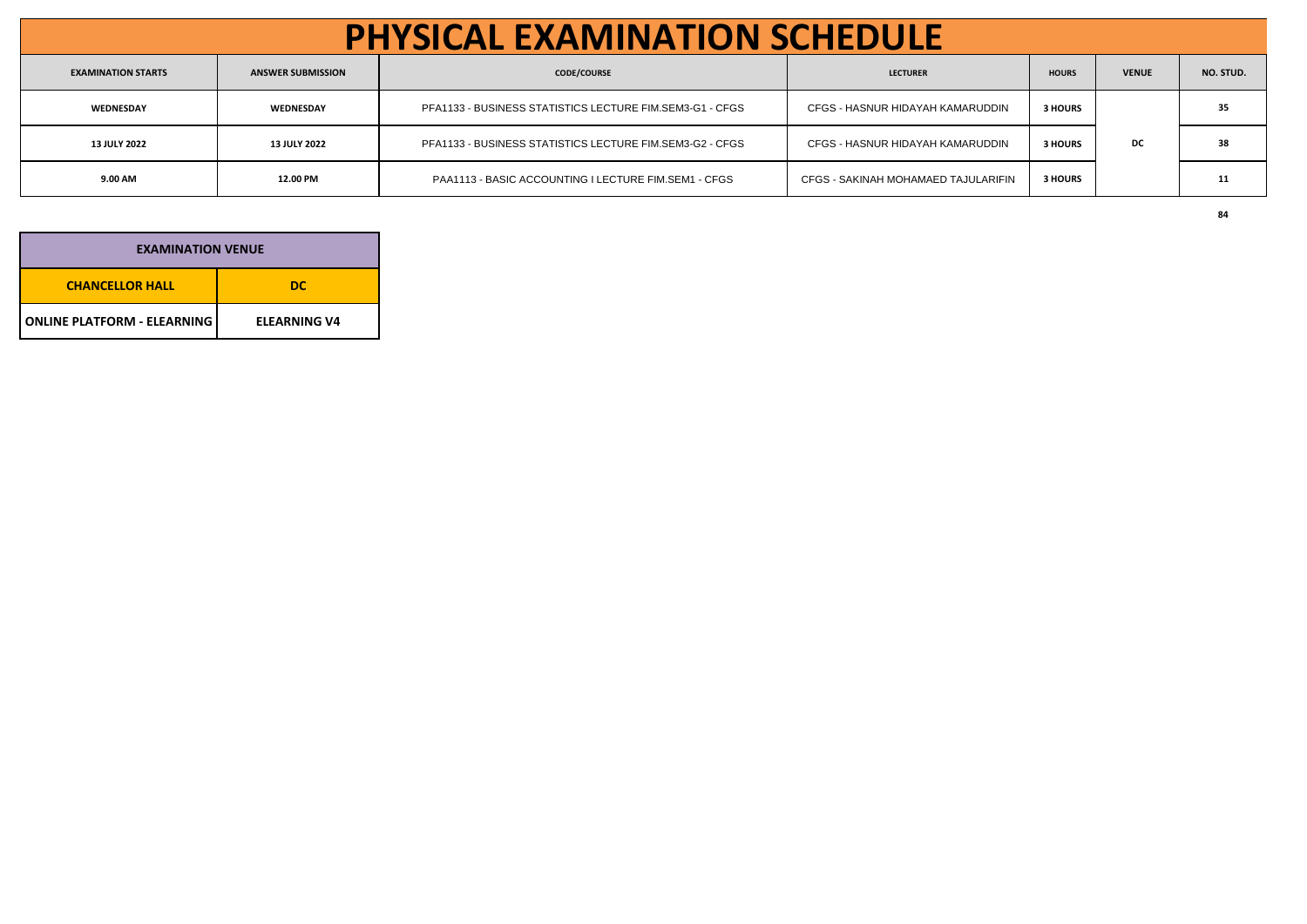# PHYSICAL EXAMINATION SCHEDULE

| EXAMINATION STARTS | ANSWER SUBMISSION | CODE/COURSE | LECTURER | HOURS | VENUE | NO. STUD. |
|---|---|---|---|---|---|---|
| WEDNESDAY | WEDNESDAY | PFA1133 - BUSINESS STATISTICS LECTURE FIM.SEM3-G1 - CFGS | CFGS - HASNUR HIDAYAH KAMARUDDIN | 3 HOURS | DC | 35 |
| 13 JULY 2022 | 13 JULY 2022 | PFA1133 - BUSINESS STATISTICS LECTURE FIM.SEM3-G2 - CFGS | CFGS - HASNUR HIDAYAH KAMARUDDIN | 3 HOURS | | 38 |
| 9.00 AM | 12.00 PM | PAA1113 - BASIC ACCOUNTING I LECTURE FIM.SEM1 - CFGS | CFGS - SAKINAH MOHAMAED TAJULARIFIN | 3 HOURS | | 11 |
| | | | | | | 84 |

| EXAMINATION VENUE | |
|---|---|
| CHANCELLOR HALL | DC |
| ONLINE PLATFORM - ELEARNING | ELEARNING V4 |